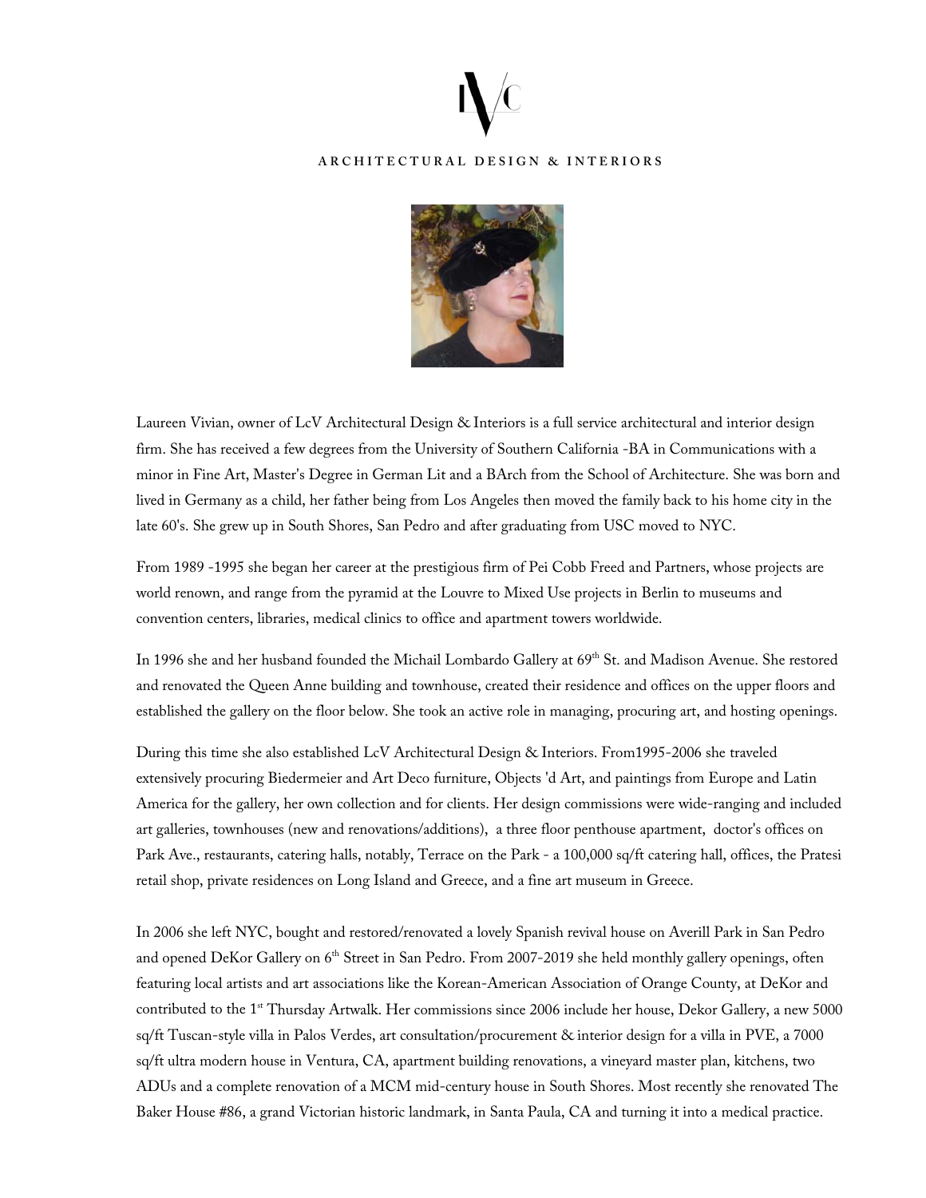# LVC

ARCHITECTURAL DESIGN & INTERIORS

Laureen Vivian, owner of LcV Architectural Design & Interiors is a full service architectural and interior design firm. She has received a few degrees from the University of Southern California -BA in Communications with a minor in Fine Art, Master's Degree in German Lit and a BArch from the School of Architecture. She was born and lived in Germany as a child, her father being from Los Angeles then moved the family back to his home city in the late 60's. She grew up in South Shores, San Pedro and after graduating from USC moved to NYC.

From 1989 -1995 she began her career at the prestigious firm of Pei Cobb Freed and Partners, whose projects are world renown, and range from the pyramid at the Louvre to Mixed Use projects in Berlin to museums and convention centers, libraries, medical clinics to office and apartment towers worldwide.

In 1996 she and her husband founded the Michail Lombardo Gallery at 69th St. and Madison Avenue. She restored and renovated the Queen Anne building and townhouse, created their residence and offices on the upper floors and established the gallery on the floor below. She took an active role in managing, procuring art, and hosting openings.

During this time she also established LcV Architectural Design & Interiors. From1995-2006 she traveled extensively procuring Biedermeier and Art Deco furniture, Objects 'd Art, and paintings from Europe and Latin America for the gallery, her own collection and for clients. Her design commissions were wide-ranging and included art galleries, townhouses (new and renovations/additions), a three floor penthouse apartment, doctor's offices on Park Ave., restaurants, catering halls, notably, Terrace on the Park - a 100,000 sq/ft catering hall, offices, the Pratesi retail shop, private residences on Long Island and Greece, and a fine art museum in Greece.

In 2006 she left NYC, bought and restored/renovated a lovely Spanish revival house on Averill Park in San Pedro and opened DeKor Gallery on 6th Street in San Pedro. From 2007-2019 she held monthly gallery openings, often featuring local artists and art associations like the Korean-American Association of Orange County, at DeKor and contributed to the 1st Thursday Artwalk. Her commissions since 2006 include her house, Dekor Gallery, a new 5000 sq/ft Tuscan-style villa in Palos Verdes, art consultation/procurement & interior design for a villa in PVE, a 7000 sq/ft ultra modern house in Ventura, CA, apartment building renovations, a vineyard master plan, kitchens, two ADUs and a complete renovation of a MCM mid-century house in South Shores. Most recently she renovated The Baker House #86, a grand Victorian historic landmark, in Santa Paula, CA and turning it into a medical practice.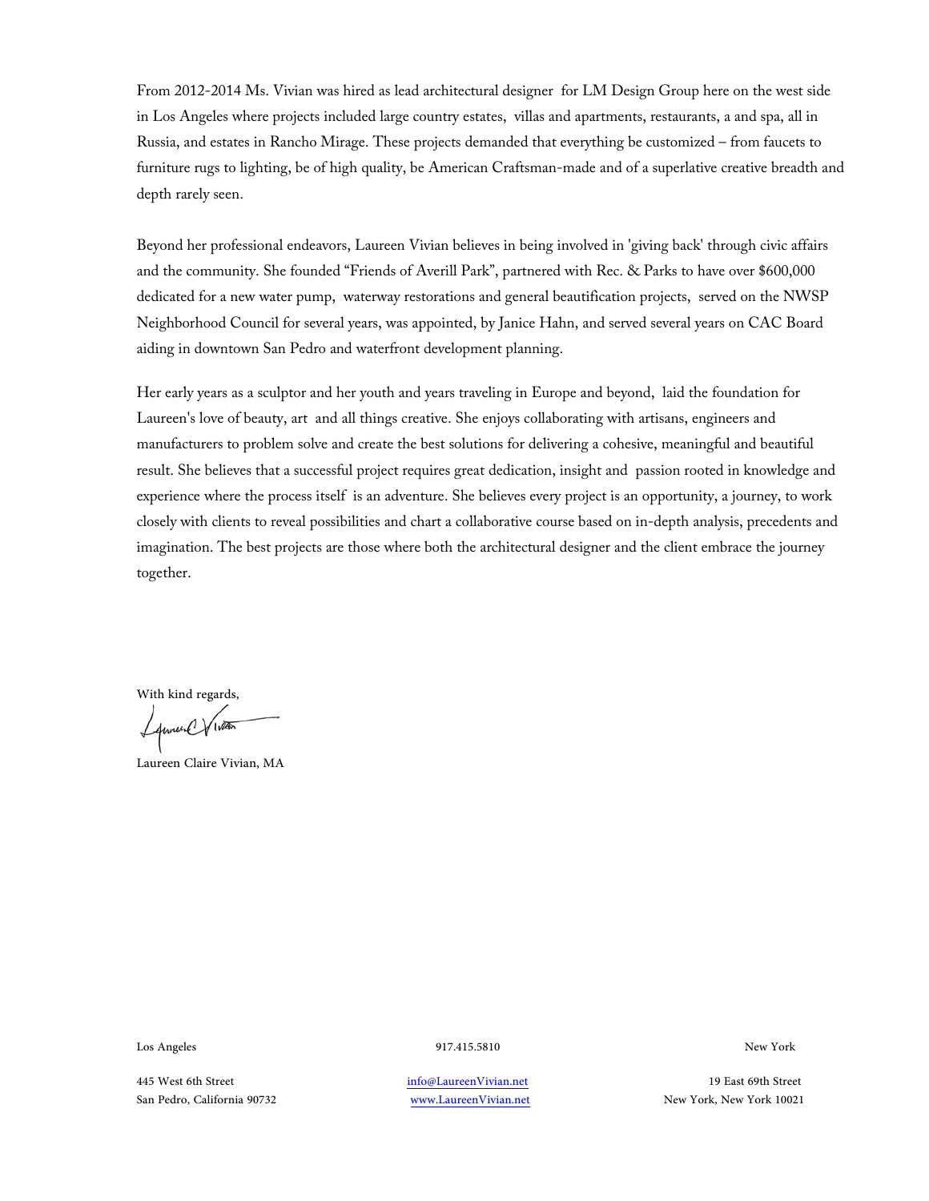From 2012-2014 Ms. Vivian was hired as lead architectural designer for LM Design Group here on the west side in Los Angeles where projects included large country estates, villas and apartments, restaurants, a and spa, all in Russia, and estates in Rancho Mirage. These projects demanded that everything be customized – from faucets to furniture rugs to lighting, be of high quality, be American Craftsman-made and of a superlative creative breadth and depth rarely seen.

Beyond her professional endeavors, Laureen Vivian believes in being involved in 'giving back' through civic affairs and the community. She founded "Friends of Averill Park", partnered with Rec. & Parks to have over $600,000 dedicated for a new water pump, waterway restorations and general beautification projects, served on the NWSP Neighborhood Council for several years, was appointed, by Janice Hahn, and served several years on CAC Board aiding in downtown San Pedro and waterfront development planning.

Her early years as a sculptor and her youth and years traveling in Europe and beyond, laid the foundation for Laureen's love of beauty, art and all things creative. She enjoys collaborating with artisans, engineers and manufacturers to problem solve and create the best solutions for delivering a cohesive, meaningful and beautiful result. She believes that a successful project requires great dedication, insight and passion rooted in knowledge and experience where the process itself is an adventure. She believes every project is an opportunity, a journey, to work closely with clients to reveal possibilities and chart a collaborative course based on in-depth analysis, precedents and imagination. The best projects are those where both the architectural designer and the client embrace the journey together.

With kind regards,

Laureen Claire Vivian, MA

Los Angeles
445 West 6th Street
San Pedro, California 90732

917.415.5810
info@LaureenVivian.net
www.LaureenVivian.net

New York
19 East 69th Street
New York, New York 10021